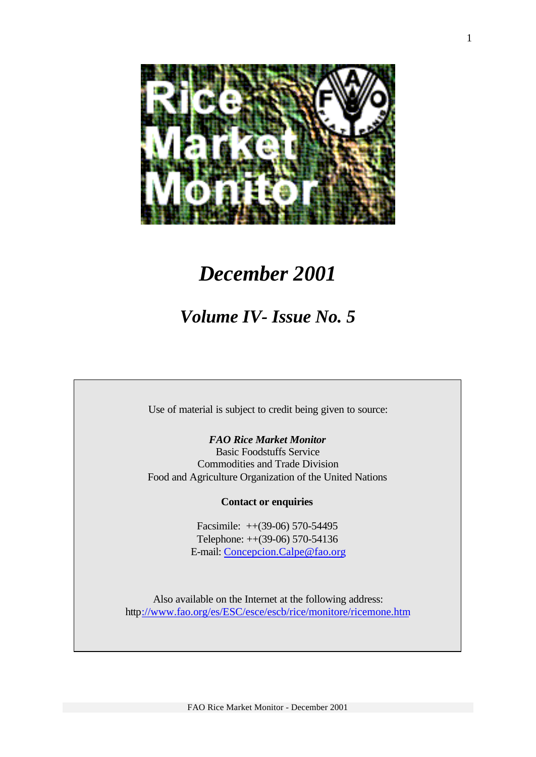# Rice Market Monitor

## *December 2001*

## *Volume IV- Issue No. 5*

Use of material is subject to credit being given to source:

***FAO Rice Market Monitor***
Basic Foodstuffs Service
Commodities and Trade Division
Food and Agriculture Organization of the United Nations

**Contact or enquiries**

Facsimile: ++(39-06) 570-54495
Telephone: ++(39-06) 570-54136
E-mail: Concepcion.Calpe@fao.org

Also available on the Internet at the following address:
http://www.fao.org/es/ESC/esce/escb/rice/monitore/ricemone.htm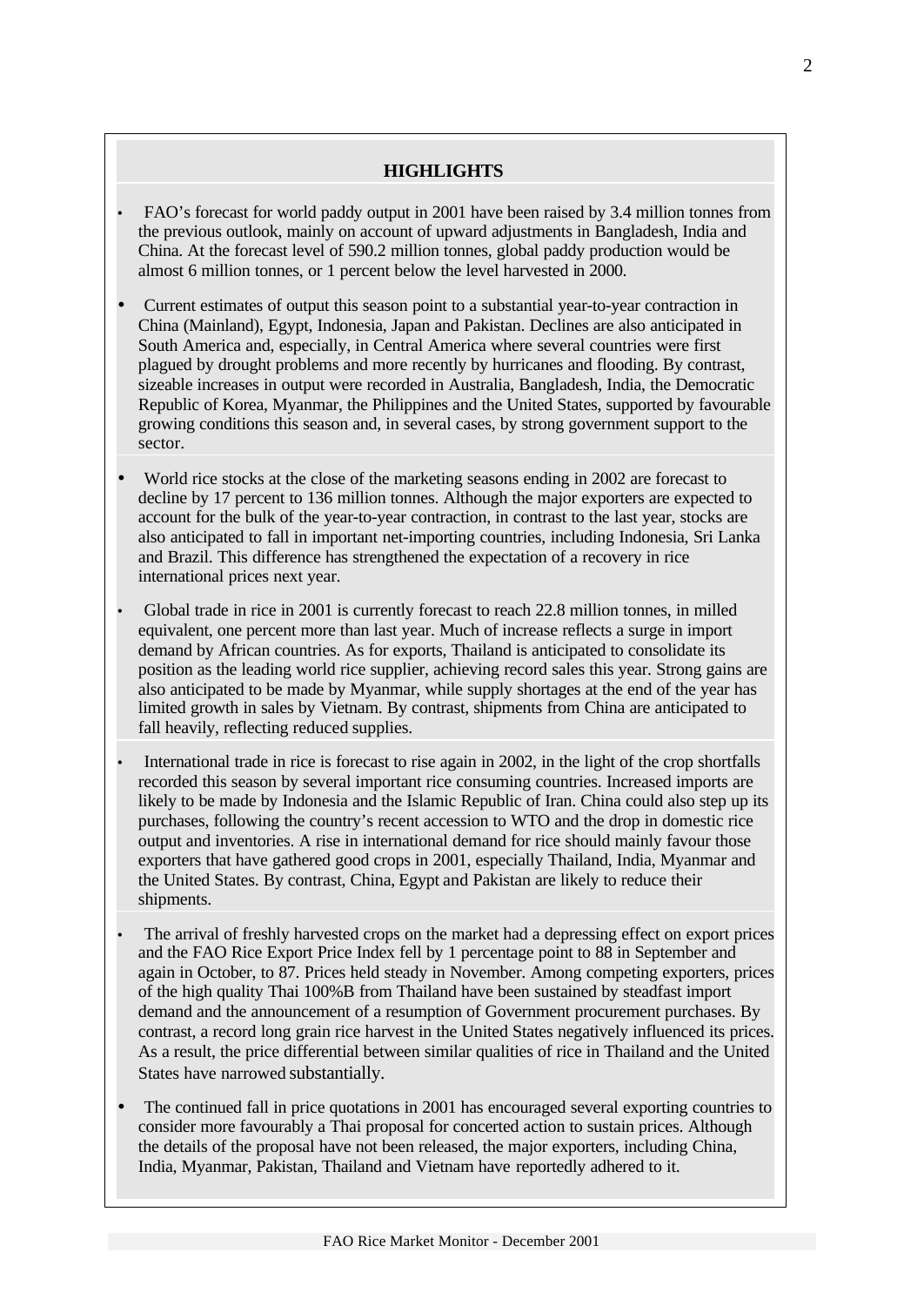## HIGHLIGHTS

- FAO's forecast for world paddy output in 2001 have been raised by 3.4 million tonnes from the previous outlook, mainly on account of upward adjustments in Bangladesh, India and China. At the forecast level of 590.2 million tonnes, global paddy production would be almost 6 million tonnes, or 1 percent below the level harvested in 2000.

- Current estimates of output this season point to a substantial year-to-year contraction in China (Mainland), Egypt, Indonesia, Japan and Pakistan. Declines are also anticipated in South America and, especially, in Central America where several countries were first plagued by drought problems and more recently by hurricanes and flooding. By contrast, sizeable increases in output were recorded in Australia, Bangladesh, India, the Democratic Republic of Korea, Myanmar, the Philippines and the United States, supported by favourable growing conditions this season and, in several cases, by strong government support to the sector.

- World rice stocks at the close of the marketing seasons ending in 2002 are forecast to decline by 17 percent to 136 million tonnes. Although the major exporters are expected to account for the bulk of the year-to-year contraction, in contrast to the last year, stocks are also anticipated to fall in important net-importing countries, including Indonesia, Sri Lanka and Brazil. This difference has strengthened the expectation of a recovery in rice international prices next year.

- Global trade in rice in 2001 is currently forecast to reach 22.8 million tonnes, in milled equivalent, one percent more than last year. Much of increase reflects a surge in import demand by African countries. As for exports, Thailand is anticipated to consolidate its position as the leading world rice supplier, achieving record sales this year. Strong gains are also anticipated to be made by Myanmar, while supply shortages at the end of the year has limited growth in sales by Vietnam. By contrast, shipments from China are anticipated to fall heavily, reflecting reduced supplies.

- International trade in rice is forecast to rise again in 2002, in the light of the crop shortfalls recorded this season by several important rice consuming countries. Increased imports are likely to be made by Indonesia and the Islamic Republic of Iran. China could also step up its purchases, following the country's recent accession to WTO and the drop in domestic rice output and inventories. A rise in international demand for rice should mainly favour those exporters that have gathered good crops in 2001, especially Thailand, India, Myanmar and the United States. By contrast, China, Egypt and Pakistan are likely to reduce their shipments.

- The arrival of freshly harvested crops on the market had a depressing effect on export prices and the FAO Rice Export Price Index fell by 1 percentage point to 88 in September and again in October, to 87. Prices held steady in November. Among competing exporters, prices of the high quality Thai 100%B from Thailand have been sustained by steadfast import demand and the announcement of a resumption of Government procurement purchases. By contrast, a record long grain rice harvest in the United States negatively influenced its prices. As a result, the price differential between similar qualities of rice in Thailand and the United States have narrowed substantially.

- The continued fall in price quotations in 2001 has encouraged several exporting countries to consider more favourably a Thai proposal for concerted action to sustain prices. Although the details of the proposal have not been released, the major exporters, including China, India, Myanmar, Pakistan, Thailand and Vietnam have reportedly adhered to it.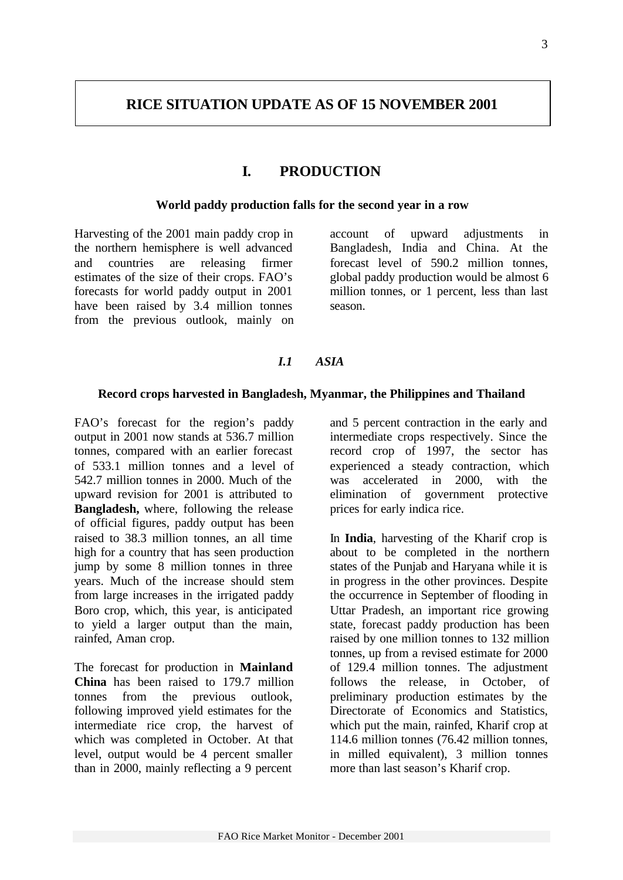# RICE SITUATION UPDATE AS OF 15 NOVEMBER 2001

## I. PRODUCTION

**World paddy production falls for the second year in a row**

Harvesting of the 2001 main paddy crop in the northern hemisphere is well advanced and countries are releasing firmer estimates of the size of their crops. FAO's forecasts for world paddy output in 2001 have been raised by 3.4 million tonnes from the previous outlook, mainly on account of upward adjustments in Bangladesh, India and China. At the forecast level of 590.2 million tonnes, global paddy production would be almost 6 million tonnes, or 1 percent, less than last season.

### *I.1 ASIA*

**Record crops harvested in Bangladesh, Myanmar, the Philippines and Thailand**

FAO's forecast for the region's paddy output in 2001 now stands at 536.7 million tonnes, compared with an earlier forecast of 533.1 million tonnes and a level of 542.7 million tonnes in 2000. Much of the upward revision for 2001 is attributed to **Bangladesh,** where, following the release of official figures, paddy output has been raised to 38.3 million tonnes, an all time high for a country that has seen production jump by some 8 million tonnes in three years. Much of the increase should stem from large increases in the irrigated paddy Boro crop, which, this year, is anticipated to yield a larger output than the main, rainfed, Aman crop.

The forecast for production in **Mainland China** has been raised to 179.7 million tonnes from the previous outlook, following improved yield estimates for the intermediate rice crop, the harvest of which was completed in October. At that level, output would be 4 percent smaller than in 2000, mainly reflecting a 9 percent and 5 percent contraction in the early and intermediate crops respectively. Since the record crop of 1997, the sector has experienced a steady contraction, which was accelerated in 2000, with the elimination of government protective prices for early indica rice.

In **India**, harvesting of the Kharif crop is about to be completed in the northern states of the Punjab and Haryana while it is in progress in the other provinces. Despite the occurrence in September of flooding in Uttar Pradesh, an important rice growing state, forecast paddy production has been raised by one million tonnes to 132 million tonnes, up from a revised estimate for 2000 of 129.4 million tonnes. The adjustment follows the release, in October, of preliminary production estimates by the Directorate of Economics and Statistics, which put the main, rainfed, Kharif crop at 114.6 million tonnes (76.42 million tonnes, in milled equivalent), 3 million tonnes more than last season's Kharif crop.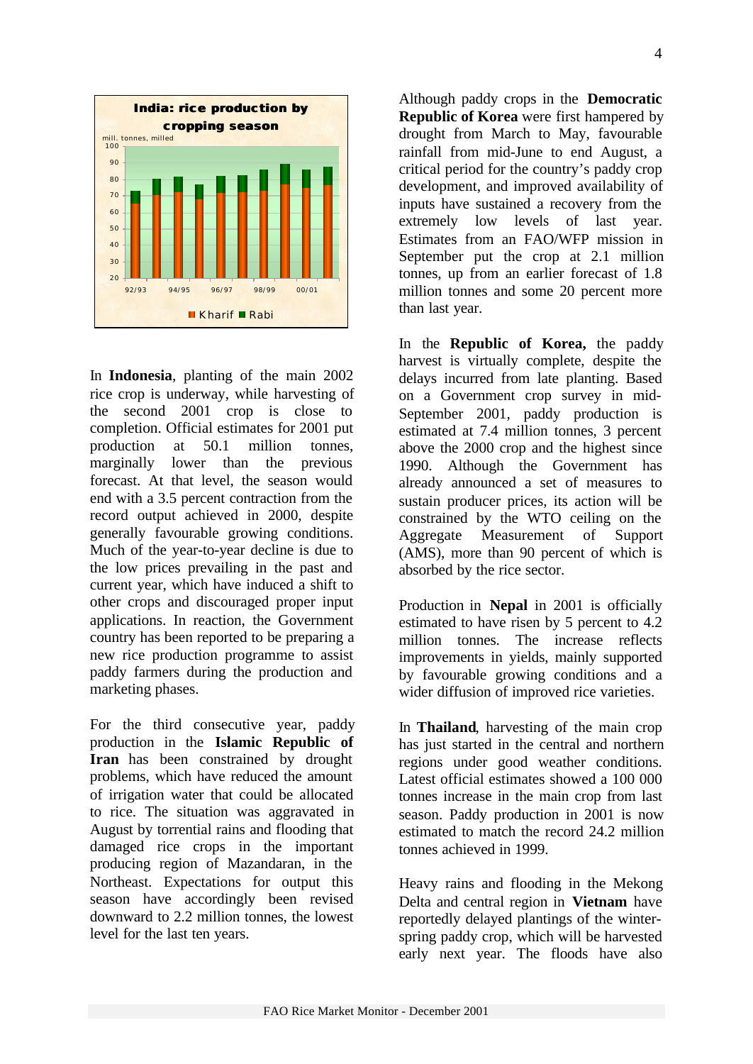India: rice production by cropping season

mill. tonnes, milled

Kharif ■ Rabi

In **Indonesia**, planting of the main 2002 rice crop is underway, while harvesting of the second 2001 crop is close to completion. Official estimates for 2001 put production at 50.1 million tonnes, marginally lower than the previous forecast. At that level, the season would end with a 3.5 percent contraction from the record output achieved in 2000, despite generally favourable growing conditions. Much of the year-to-year decline is due to the low prices prevailing in the past and current year, which have induced a shift to other crops and discouraged proper input applications. In reaction, the Government country has been reported to be preparing a new rice production programme to assist paddy farmers during the production and marketing phases.

For the third consecutive year, paddy production in the **Islamic Republic of Iran** has been constrained by drought problems, which have reduced the amount of irrigation water that could be allocated to rice. The situation was aggravated in August by torrential rains and flooding that damaged rice crops in the important producing region of Mazandaran, in the Northeast. Expectations for output this season have accordingly been revised downward to 2.2 million tonnes, the lowest level for the last ten years.

Although paddy crops in the **Democratic Republic of Korea** were first hampered by drought from March to May, favourable rainfall from mid-June to end August, a critical period for the country's paddy crop development, and improved availability of inputs have sustained a recovery from the extremely low levels of last year. Estimates from an FAO/WFP mission in September put the crop at 2.1 million tonnes, up from an earlier forecast of 1.8 million tonnes and some 20 percent more than last year.

In the **Republic of Korea,** the paddy harvest is virtually complete, despite the delays incurred from late planting. Based on a Government crop survey in mid-September 2001, paddy production is estimated at 7.4 million tonnes, 3 percent above the 2000 crop and the highest since 1990. Although the Government has already announced a set of measures to sustain producer prices, its action will be constrained by the WTO ceiling on the Aggregate Measurement of Support (AMS), more than 90 percent of which is absorbed by the rice sector.

Production in **Nepal** in 2001 is officially estimated to have risen by 5 percent to 4.2 million tonnes. The increase reflects improvements in yields, mainly supported by favourable growing conditions and a wider diffusion of improved rice varieties.

In **Thailand**, harvesting of the main crop has just started in the central and northern regions under good weather conditions. Latest official estimates showed a 100 000 tonnes increase in the main crop from last season. Paddy production in 2001 is now estimated to match the record 24.2 million tonnes achieved in 1999.

Heavy rains and flooding in the Mekong Delta and central region in **Vietnam** have reportedly delayed plantings of the winter-spring paddy crop, which will be harvested early next year. The floods have also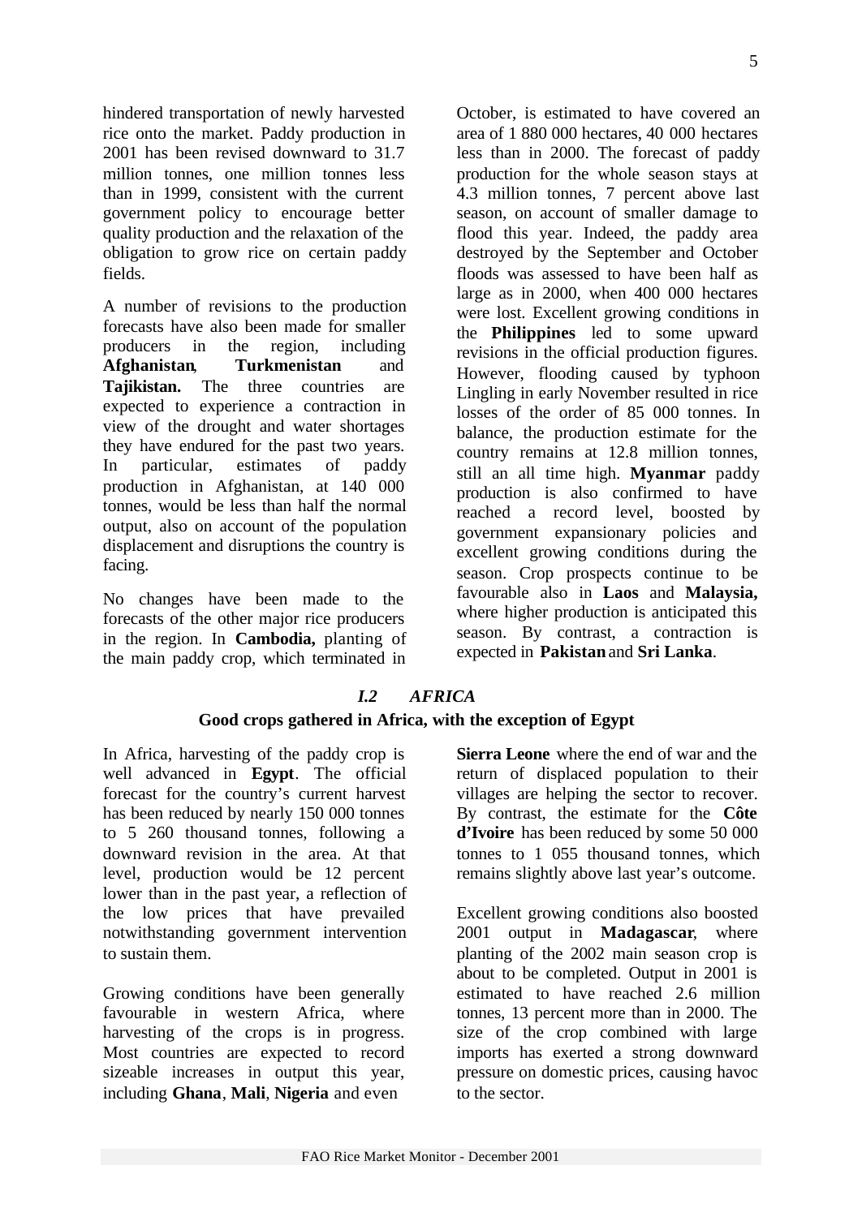hindered transportation of newly harvested rice onto the market. Paddy production in 2001 has been revised downward to 31.7 million tonnes, one million tonnes less than in 1999, consistent with the current government policy to encourage better quality production and the relaxation of the obligation to grow rice on certain paddy fields.

A number of revisions to the production forecasts have also been made for smaller producers in the region, including **Afghanistan**, **Turkmenistan** and **Tajikistan.** The three countries are expected to experience a contraction in view of the drought and water shortages they have endured for the past two years. In particular, estimates of paddy production in Afghanistan, at 140 000 tonnes, would be less than half the normal output, also on account of the population displacement and disruptions the country is facing.

No changes have been made to the forecasts of the other major rice producers in the region. In **Cambodia,** planting of the main paddy crop, which terminated in October, is estimated to have covered an area of 1 880 000 hectares, 40 000 hectares less than in 2000. The forecast of paddy production for the whole season stays at 4.3 million tonnes, 7 percent above last season, on account of smaller damage to flood this year. Indeed, the paddy area destroyed by the September and October floods was assessed to have been half as large as in 2000, when 400 000 hectares were lost. Excellent growing conditions in the **Philippines** led to some upward revisions in the official production figures. However, flooding caused by typhoon Lingling in early November resulted in rice losses of the order of 85 000 tonnes. In balance, the production estimate for the country remains at 12.8 million tonnes, still an all time high. **Myanmar** paddy production is also confirmed to have reached a record level, boosted by government expansionary policies and excellent growing conditions during the season. Crop prospects continue to be favourable also in **Laos** and **Malaysia,** where higher production is anticipated this season. By contrast, a contraction is expected in **Pakistan** and **Sri Lanka**.

## *I.2 AFRICA*

### Good crops gathered in Africa, with the exception of Egypt

In Africa, harvesting of the paddy crop is well advanced in **Egypt**. The official forecast for the country's current harvest has been reduced by nearly 150 000 tonnes to 5 260 thousand tonnes, following a downward revision in the area. At that level, production would be 12 percent lower than in the past year, a reflection of the low prices that have prevailed notwithstanding government intervention to sustain them.

Growing conditions have been generally favourable in western Africa, where harvesting of the crops is in progress. Most countries are expected to record sizeable increases in output this year, including **Ghana**, **Mali**, **Nigeria** and even **Sierra Leone** where the end of war and the return of displaced population to their villages are helping the sector to recover. By contrast, the estimate for the **Côte d'Ivoire** has been reduced by some 50 000 tonnes to 1 055 thousand tonnes, which remains slightly above last year's outcome.

Excellent growing conditions also boosted 2001 output in **Madagascar**, where planting of the 2002 main season crop is about to be completed. Output in 2001 is estimated to have reached 2.6 million tonnes, 13 percent more than in 2000. The size of the crop combined with large imports has exerted a strong downward pressure on domestic prices, causing havoc to the sector.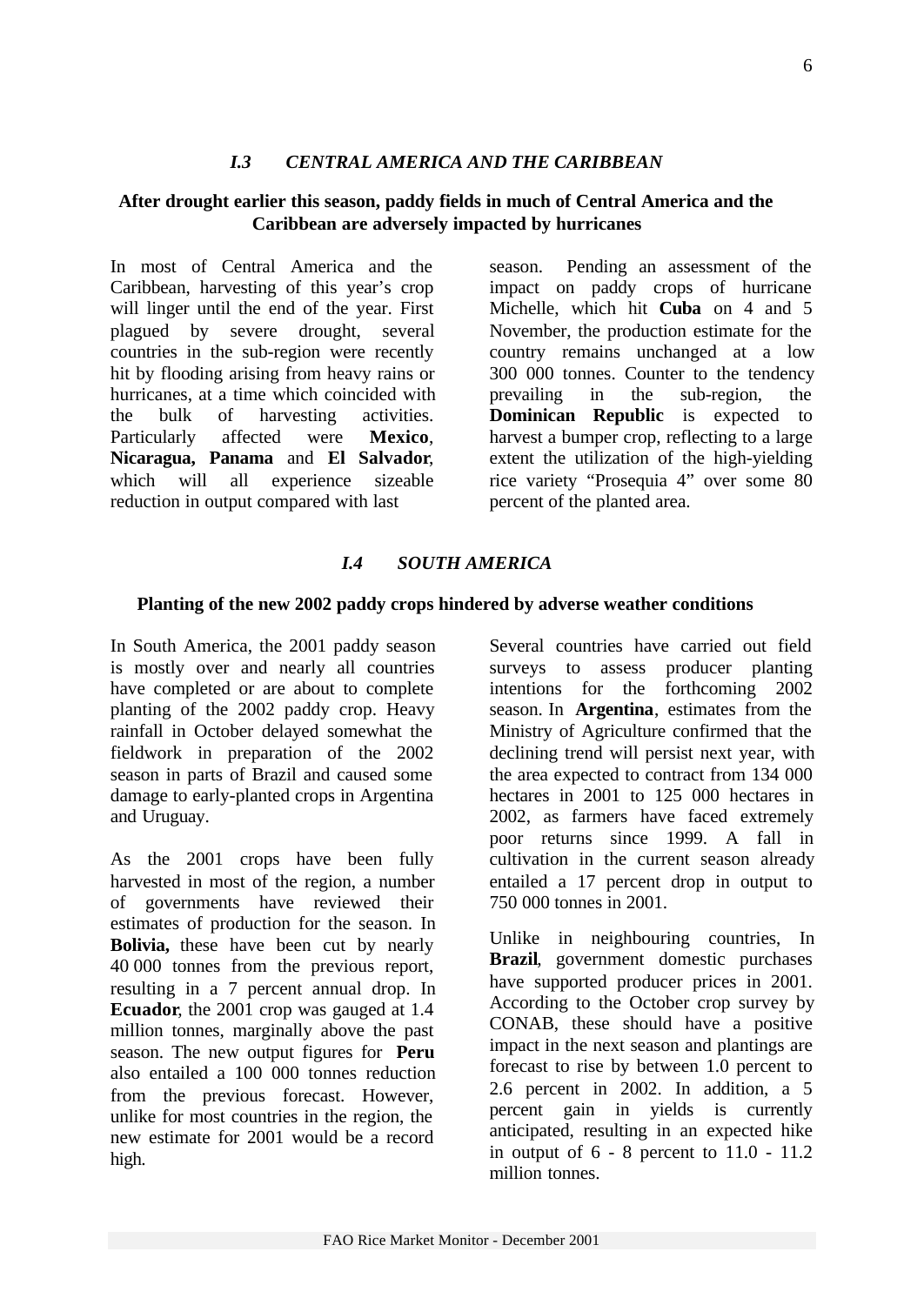## *I.3 CENTRAL AMERICA AND THE CARIBBEAN*

**After drought earlier this season, paddy fields in much of Central America and the Caribbean are adversely impacted by hurricanes**

In most of Central America and the Caribbean, harvesting of this year's crop will linger until the end of the year. First plagued by severe drought, several countries in the sub-region were recently hit by flooding arising from heavy rains or hurricanes, at a time which coincided with the bulk of harvesting activities. Particularly affected were **Mexico**, **Nicaragua, Panama** and **El Salvador**, which will all experience sizeable reduction in output compared with last season. Pending an assessment of the impact on paddy crops of hurricane Michelle, which hit **Cuba** on 4 and 5 November, the production estimate for the country remains unchanged at a low 300 000 tonnes. Counter to the tendency prevailing in the sub-region, the **Dominican Republic** is expected to harvest a bumper crop, reflecting to a large extent the utilization of the high-yielding rice variety "Prosequia 4" over some 80 percent of the planted area.

## *I.4 SOUTH AMERICA*

**Planting of the new 2002 paddy crops hindered by adverse weather conditions**

In South America, the 2001 paddy season is mostly over and nearly all countries have completed or are about to complete planting of the 2002 paddy crop. Heavy rainfall in October delayed somewhat the fieldwork in preparation of the 2002 season in parts of Brazil and caused some damage to early-planted crops in Argentina and Uruguay.

As the 2001 crops have been fully harvested in most of the region, a number of governments have reviewed their estimates of production for the season. In **Bolivia,** these have been cut by nearly 40 000 tonnes from the previous report, resulting in a 7 percent annual drop. In **Ecuador**, the 2001 crop was gauged at 1.4 million tonnes, marginally above the past season. The new output figures for **Peru** also entailed a 100 000 tonnes reduction from the previous forecast. However, unlike for most countries in the region, the new estimate for 2001 would be a record high.

Several countries have carried out field surveys to assess producer planting intentions for the forthcoming 2002 season. In **Argentina**, estimates from the Ministry of Agriculture confirmed that the declining trend will persist next year, with the area expected to contract from 134 000 hectares in 2001 to 125 000 hectares in 2002, as farmers have faced extremely poor returns since 1999. A fall in cultivation in the current season already entailed a 17 percent drop in output to 750 000 tonnes in 2001.

Unlike in neighbouring countries, In **Brazil**, government domestic purchases have supported producer prices in 2001. According to the October crop survey by CONAB, these should have a positive impact in the next season and plantings are forecast to rise by between 1.0 percent to 2.6 percent in 2002. In addition, a 5 percent gain in yields is currently anticipated, resulting in an expected hike in output of 6 - 8 percent to 11.0 - 11.2 million tonnes.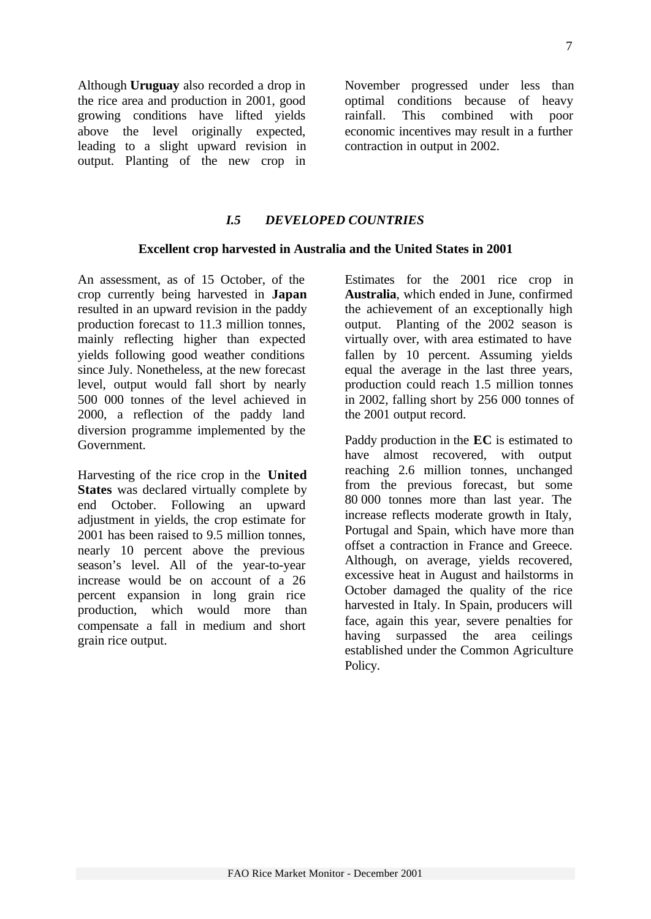Although **Uruguay** also recorded a drop in the rice area and production in 2001, good growing conditions have lifted yields above the level originally expected, leading to a slight upward revision in output. Planting of the new crop in November progressed under less than optimal conditions because of heavy rainfall. This combined with poor economic incentives may result in a further contraction in output in 2002.

## *I.5 DEVELOPED COUNTRIES*

### Excellent crop harvested in Australia and the United States in 2001

An assessment, as of 15 October, of the crop currently being harvested in **Japan** resulted in an upward revision in the paddy production forecast to 11.3 million tonnes, mainly reflecting higher than expected yields following good weather conditions since July. Nonetheless, at the new forecast level, output would fall short by nearly 500 000 tonnes of the level achieved in 2000, a reflection of the paddy land diversion programme implemented by the Government.

Harvesting of the rice crop in the **United States** was declared virtually complete by end October. Following an upward adjustment in yields, the crop estimate for 2001 has been raised to 9.5 million tonnes, nearly 10 percent above the previous season's level. All of the year-to-year increase would be on account of a 26 percent expansion in long grain rice production, which would more than compensate a fall in medium and short grain rice output.

Estimates for the 2001 rice crop in **Australia**, which ended in June, confirmed the achievement of an exceptionally high output. Planting of the 2002 season is virtually over, with area estimated to have fallen by 10 percent. Assuming yields equal the average in the last three years, production could reach 1.5 million tonnes in 2002, falling short by 256 000 tonnes of the 2001 output record.

Paddy production in the **EC** is estimated to have almost recovered, with output reaching 2.6 million tonnes, unchanged from the previous forecast, but some 80 000 tonnes more than last year. The increase reflects moderate growth in Italy, Portugal and Spain, which have more than offset a contraction in France and Greece. Although, on average, yields recovered, excessive heat in August and hailstorms in October damaged the quality of the rice harvested in Italy. In Spain, producers will face, again this year, severe penalties for having surpassed the area ceilings established under the Common Agriculture Policy.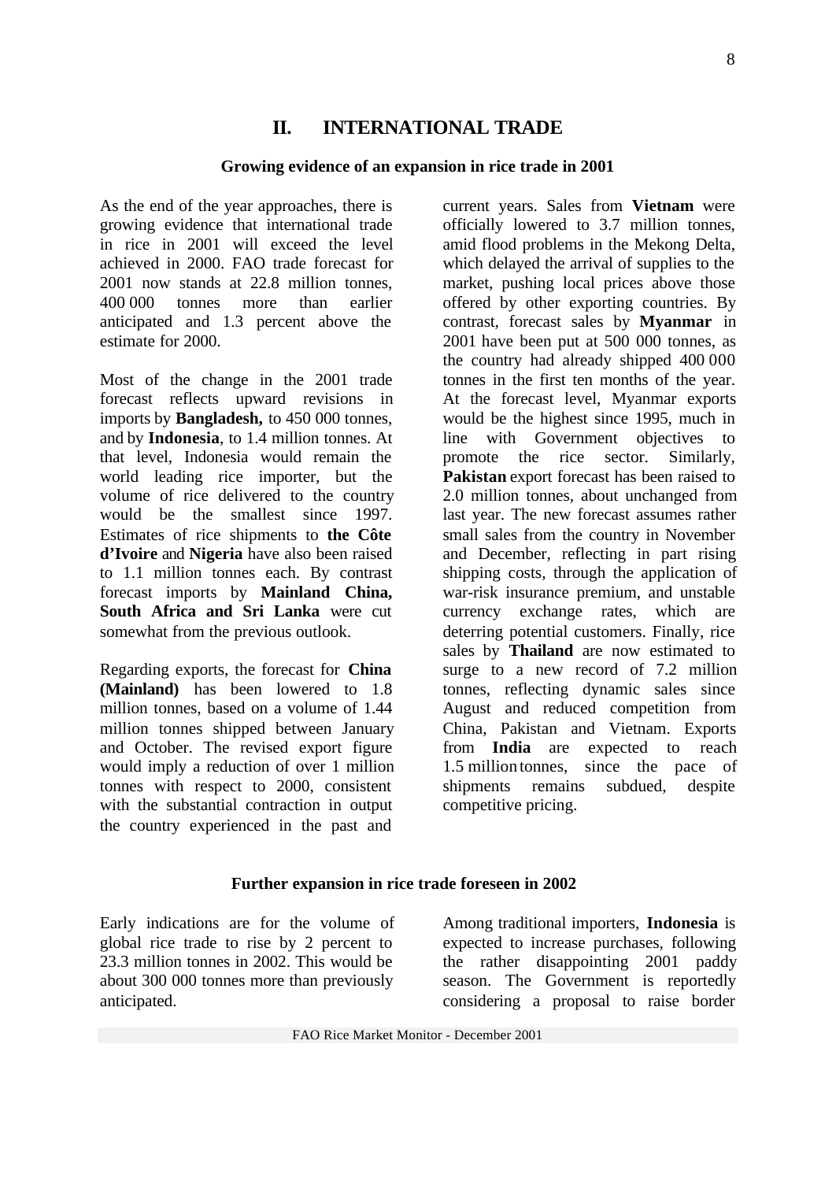# II. INTERNATIONAL TRADE

### Growing evidence of an expansion in rice trade in 2001

As the end of the year approaches, there is growing evidence that international trade in rice in 2001 will exceed the level achieved in 2000. FAO trade forecast for 2001 now stands at 22.8 million tonnes, 400 000 tonnes more than earlier anticipated and 1.3 percent above the estimate for 2000.

Most of the change in the 2001 trade forecast reflects upward revisions in imports by **Bangladesh,** to 450 000 tonnes, and by **Indonesia**, to 1.4 million tonnes. At that level, Indonesia would remain the world leading rice importer, but the volume of rice delivered to the country would be the smallest since 1997. Estimates of rice shipments to **the Côte d'Ivoire** and **Nigeria** have also been raised to 1.1 million tonnes each. By contrast forecast imports by **Mainland China, South Africa and Sri Lanka** were cut somewhat from the previous outlook.

Regarding exports, the forecast for **China (Mainland)** has been lowered to 1.8 million tonnes, based on a volume of 1.44 million tonnes shipped between January and October. The revised export figure would imply a reduction of over 1 million tonnes with respect to 2000, consistent with the substantial contraction in output the country experienced in the past and current years. Sales from **Vietnam** were officially lowered to 3.7 million tonnes, amid flood problems in the Mekong Delta, which delayed the arrival of supplies to the market, pushing local prices above those offered by other exporting countries. By contrast, forecast sales by **Myanmar** in 2001 have been put at 500 000 tonnes, as the country had already shipped 400 000 tonnes in the first ten months of the year. At the forecast level, Myanmar exports would be the highest since 1995, much in line with Government objectives to promote the rice sector. Similarly, **Pakistan** export forecast has been raised to 2.0 million tonnes, about unchanged from last year. The new forecast assumes rather small sales from the country in November and December, reflecting in part rising shipping costs, through the application of war-risk insurance premium, and unstable currency exchange rates, which are deterring potential customers. Finally, rice sales by **Thailand** are now estimated to surge to a new record of 7.2 million tonnes, reflecting dynamic sales since August and reduced competition from China, Pakistan and Vietnam. Exports from **India** are expected to reach 1.5 million tonnes, since the pace of shipments remains subdued, despite competitive pricing.

### Further expansion in rice trade foreseen in 2002

Early indications are for the volume of global rice trade to rise by 2 percent to 23.3 million tonnes in 2002. This would be about 300 000 tonnes more than previously anticipated.

Among traditional importers, **Indonesia** is expected to increase purchases, following the rather disappointing 2001 paddy season. The Government is reportedly considering a proposal to raise border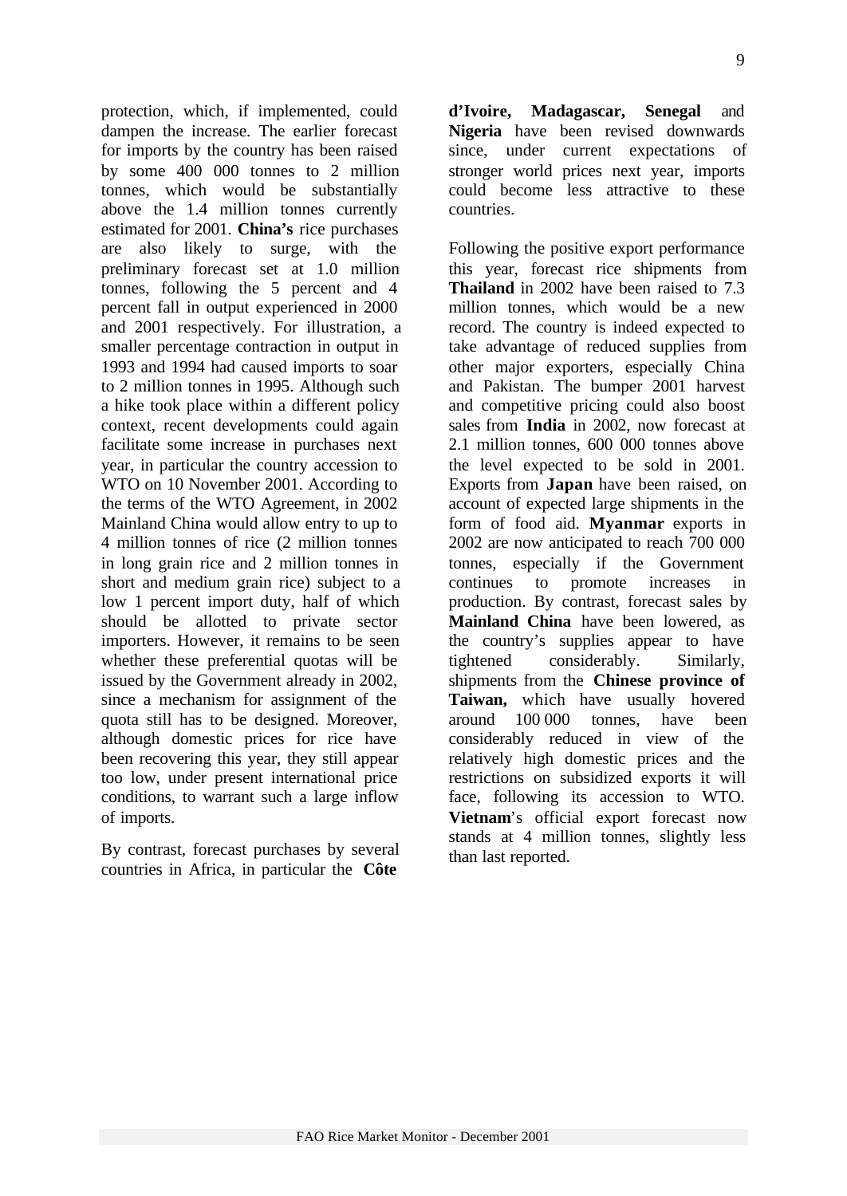protection, which, if implemented, could dampen the increase. The earlier forecast for imports by the country has been raised by some 400 000 tonnes to 2 million tonnes, which would be substantially above the 1.4 million tonnes currently estimated for 2001. **China's** rice purchases are also likely to surge, with the preliminary forecast set at 1.0 million tonnes, following the 5 percent and 4 percent fall in output experienced in 2000 and 2001 respectively. For illustration, a smaller percentage contraction in output in 1993 and 1994 had caused imports to soar to 2 million tonnes in 1995. Although such a hike took place within a different policy context, recent developments could again facilitate some increase in purchases next year, in particular the country accession to WTO on 10 November 2001. According to the terms of the WTO Agreement, in 2002 Mainland China would allow entry to up to 4 million tonnes of rice (2 million tonnes in long grain rice and 2 million tonnes in short and medium grain rice) subject to a low 1 percent import duty, half of which should be allotted to private sector importers. However, it remains to be seen whether these preferential quotas will be issued by the Government already in 2002, since a mechanism for assignment of the quota still has to be designed. Moreover, although domestic prices for rice have been recovering this year, they still appear too low, under present international price conditions, to warrant such a large inflow of imports.

By contrast, forecast purchases by several countries in Africa, in particular the **Côte d'Ivoire, Madagascar, Senegal** and **Nigeria** have been revised downwards since, under current expectations of stronger world prices next year, imports could become less attractive to these countries.

Following the positive export performance this year, forecast rice shipments from **Thailand** in 2002 have been raised to 7.3 million tonnes, which would be a new record. The country is indeed expected to take advantage of reduced supplies from other major exporters, especially China and Pakistan. The bumper 2001 harvest and competitive pricing could also boost sales from **India** in 2002, now forecast at 2.1 million tonnes, 600 000 tonnes above the level expected to be sold in 2001. Exports from **Japan** have been raised, on account of expected large shipments in the form of food aid. **Myanmar** exports in 2002 are now anticipated to reach 700 000 tonnes, especially if the Government continues to promote increases in production. By contrast, forecast sales by **Mainland China** have been lowered, as the country's supplies appear to have tightened considerably. Similarly, shipments from the **Chinese province of Taiwan,** which have usually hovered around 100 000 tonnes, have been considerably reduced in view of the relatively high domestic prices and the restrictions on subsidized exports it will face, following its accession to WTO. **Vietnam**'s official export forecast now stands at 4 million tonnes, slightly less than last reported.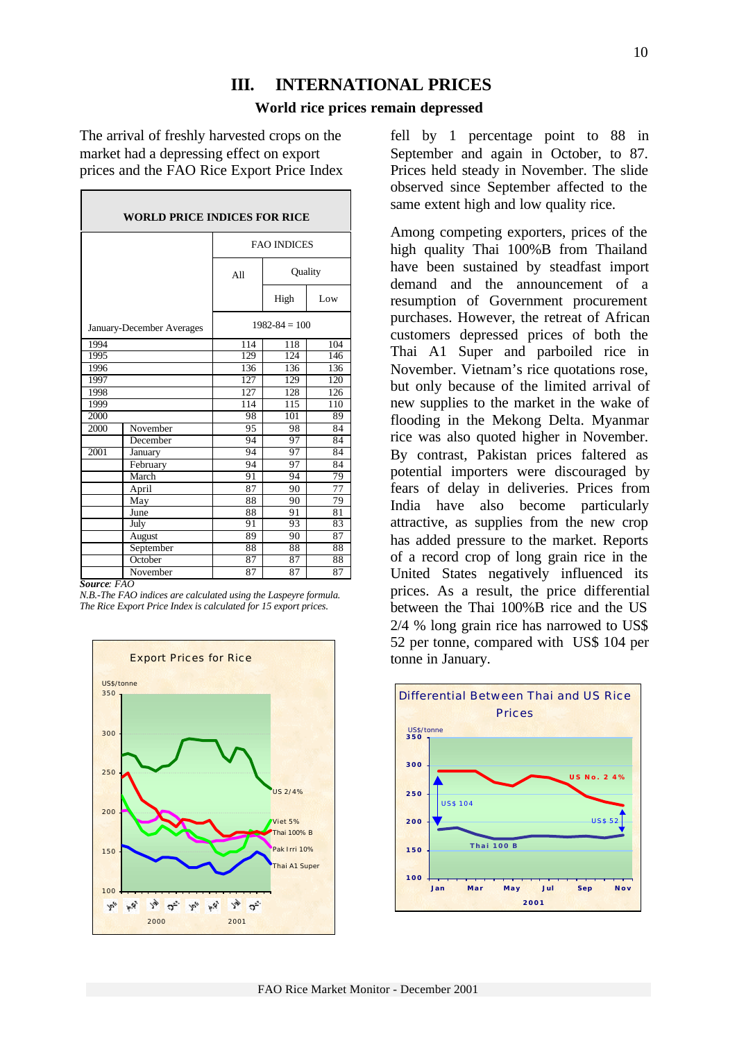# III. INTERNATIONAL PRICES

## World rice prices remain depressed

The arrival of freshly harvested crops on the market had a depressing effect on export prices and the FAO Rice Export Price Index fell by 1 percentage point to 88 in September and again in October, to 87. Prices held steady in November. The slide observed since September affected to the same extent high and low quality rice.

| WORLD PRICE INDICES FOR RICE | | | | |
|---|---|---|---|---|
| | | FAO INDICES | | |
| | | All | Quality | |
| | | | High | Low |
| January-December Averages | | 1982-84 = 100 | | |
| 1994 | | 114 | 118 | 104 |
| 1995 | | 129 | 124 | 146 |
| 1996 | | 136 | 136 | 136 |
| 1997 | | 127 | 129 | 120 |
| 1998 | | 127 | 128 | 126 |
| 1999 | | 114 | 115 | 110 |
| 2000 | | 98 | 101 | 89 |
| 2000 | November | 95 | 98 | 84 |
| | December | 94 | 97 | 84 |
| 2001 | January | 94 | 97 | 84 |
| | February | 94 | 97 | 84 |
| | March | 91 | 94 | 79 |
| | April | 87 | 90 | 77 |
| | May | 88 | 90 | 79 |
| | June | 88 | 91 | 81 |
| | July | 91 | 93 | 83 |
| | August | 89 | 90 | 87 |
| | September | 88 | 88 | 88 |
| | October | 87 | 87 | 88 |
| | November | 87 | 87 | 87 |

***Source**: FAO*

*N.B.-The FAO indices are calculated using the Laspeyre formula. The Rice Export Price Index is calculated for 15 export prices.*

Among competing exporters, prices of the high quality Thai 100%B from Thailand have been sustained by steadfast import demand and the announcement of a resumption of Government procurement purchases. However, the retreat of African customers depressed prices of both the Thai A1 Super and parboiled rice in November. Vietnam's rice quotations rose, but only because of the limited arrival of new supplies to the market in the wake of flooding in the Mekong Delta. Myanmar rice was also quoted higher in November. By contrast, Pakistan prices faltered as potential importers were discouraged by fears of delay in deliveries. Prices from India have also become particularly attractive, as supplies from the new crop has added pressure to the market. Reports of a record crop of long grain rice in the United States negatively influenced its prices. As a result, the price differential between the Thai 100%B rice and the US 2/4 % long grain rice has narrowed to US$ 52 per tonne, compared with US$ 104 per tonne in January.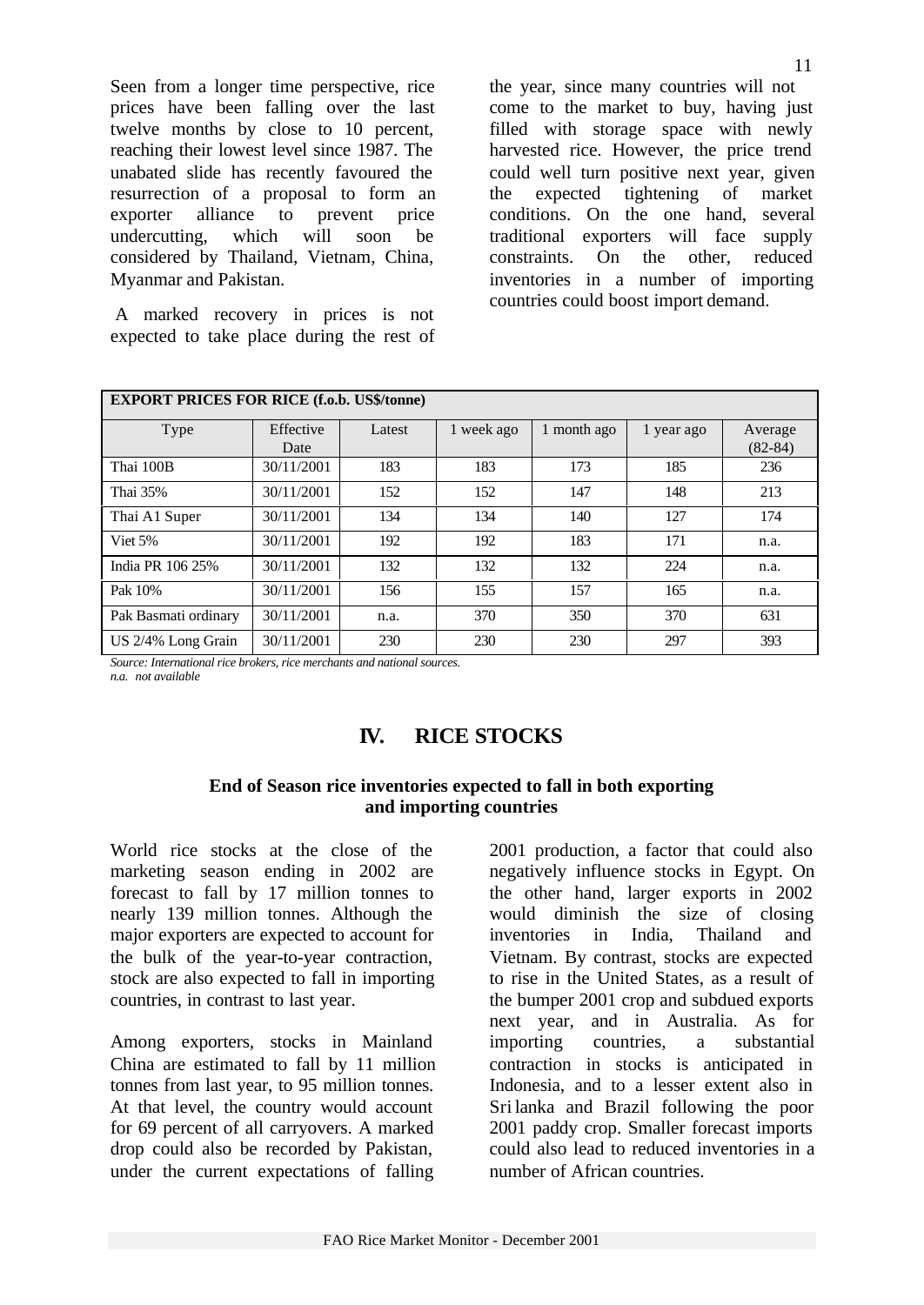Seen from a longer time perspective, rice prices have been falling over the last twelve months by close to 10 percent, reaching their lowest level since 1987. The unabated slide has recently favoured the resurrection of a proposal to form an exporter alliance to prevent price undercutting, which will soon be considered by Thailand, Vietnam, China, Myanmar and Pakistan.

A marked recovery in prices is not expected to take place during the rest of the year, since many countries will not come to the market to buy, having just filled with storage space with newly harvested rice. However, the price trend could well turn positive next year, given the expected tightening of market conditions. On the one hand, several traditional exporters will face supply constraints. On the other, reduced inventories in a number of importing countries could boost import demand.

| EXPORT PRICES FOR RICE (f.o.b. US$/tonne) | | | | | | |
|---|---|---|---|---|---|---|
| Type | Effective Date | Latest | 1 week ago | 1 month ago | 1 year ago | Average (82-84) |
| Thai 100B | 30/11/2001 | 183 | 183 | 173 | 185 | 236 |
| Thai 35% | 30/11/2001 | 152 | 152 | 147 | 148 | 213 |
| Thai A1 Super | 30/11/2001 | 134 | 134 | 140 | 127 | 174 |
| Viet 5% | 30/11/2001 | 192 | 192 | 183 | 171 | n.a. |
| India PR 106 25% | 30/11/2001 | 132 | 132 | 132 | 224 | n.a. |
| Pak 10% | 30/11/2001 | 156 | 155 | 157 | 165 | n.a. |
| Pak Basmati ordinary | 30/11/2001 | n.a. | 370 | 350 | 370 | 631 |
| US 2/4% Long Grain | 30/11/2001 | 230 | 230 | 230 | 297 | 393 |

*Source: International rice brokers, rice merchants and national sources.*
*n.a. not available*

## IV. RICE STOCKS

### End of Season rice inventories expected to fall in both exporting and importing countries

World rice stocks at the close of the marketing season ending in 2002 are forecast to fall by 17 million tonnes to nearly 139 million tonnes. Although the major exporters are expected to account for the bulk of the year-to-year contraction, stock are also expected to fall in importing countries, in contrast to last year.

Among exporters, stocks in Mainland China are estimated to fall by 11 million tonnes from last year, to 95 million tonnes. At that level, the country would account for 69 percent of all carryovers. A marked drop could also be recorded by Pakistan, under the current expectations of falling 2001 production, a factor that could also negatively influence stocks in Egypt. On the other hand, larger exports in 2002 would diminish the size of closing inventories in India, Thailand and Vietnam. By contrast, stocks are expected to rise in the United States, as a result of the bumper 2001 crop and subdued exports next year, and in Australia. As for importing countries, a substantial contraction in stocks is anticipated in Indonesia, and to a lesser extent also in Sri lanka and Brazil following the poor 2001 paddy crop. Smaller forecast imports could also lead to reduced inventories in a number of African countries.